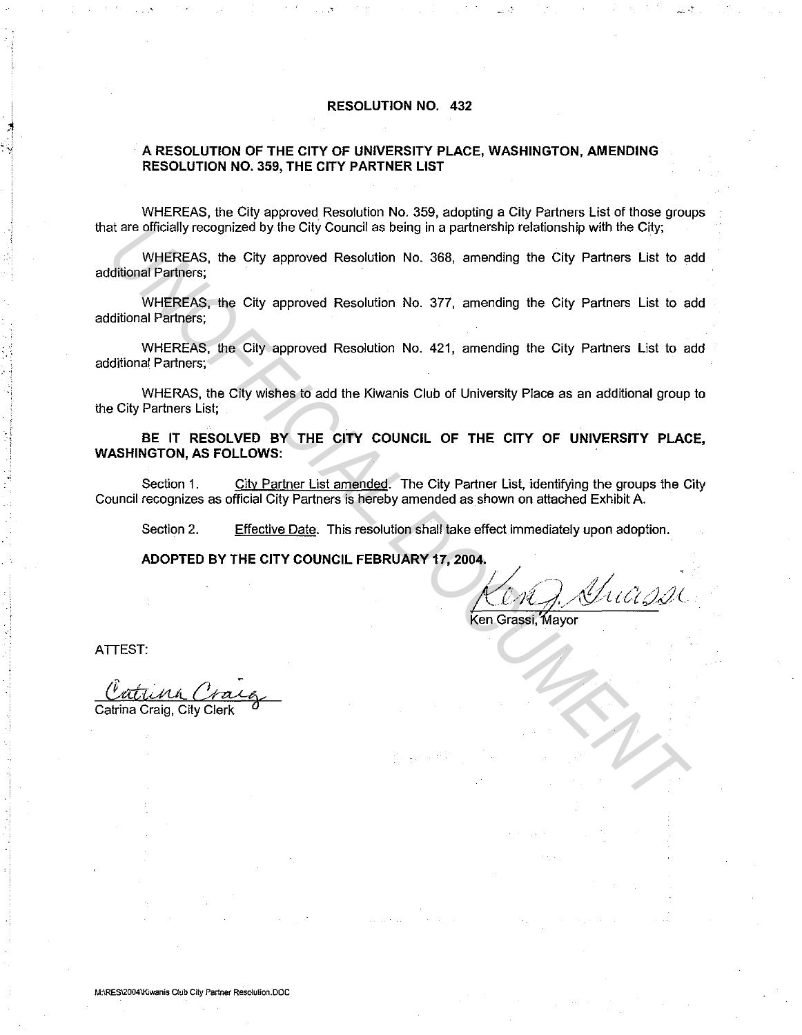# RESOLUTION NO. 432

## A RESOLUTION OF THE CITY OF UNIVERSITY PLACE, WASHINGTON, AMENDING RESOLUTION NO. 359, THE CITY PARTNER LIST

WHEREAS, the City approved Resolution No. 359, adopting a City Partners List of those groups that are officially recognized by the City Council as being in a partnership relationship with the City;

WHEREAS, the City approved Resolution No. 368, amending the City Partners List to add additional Partners;

WHEREAS, the City approved Resolution No. 377, amending the City Partners List to add additional Partners;

WHEREAS, the City approved Resolution No. 421, amending the City Partners List to add additional Partners;

WHERAS, the City wishes to add the Kiwanis Club of University Place as an additional group to the City Partners List;

**BE IT RESOLVED BY THE CITY COUNCIL OF THE CITY OF UNIVERSITY PLACE, WASHINGTON, AS FOLLOWS:**

Section 1. City Partner List amended. The City Partner List, identifying the groups the City Council recognizes as official City Partners is hereby amended as shown on attached Exhibit A.

Section 2. Effective Date. This resolution shall take effect immediately upon adoption.

**ADOPTED BY THE CITY COUNCIL FEBRUARY 17, 2004.**

Ken Grassi, Mayor

ATTEST:

Catrina Craig, City Clerk

M:\RES\2004\Kiwanis Club City Partner Resolution.DOC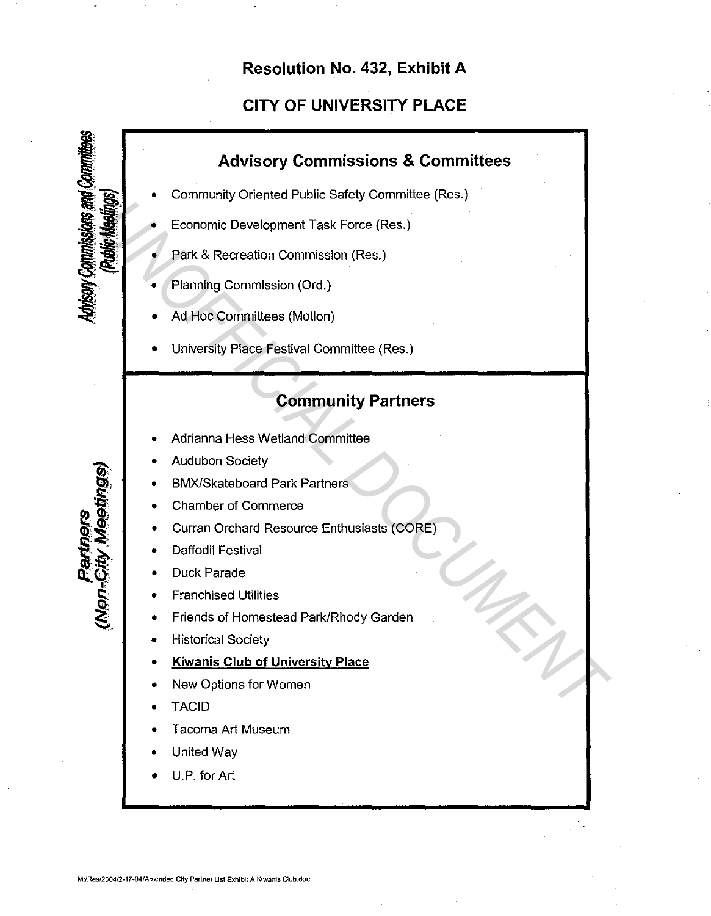# Resolution No. 432, Exhibit A

# CITY OF UNIVERSITY PLACE

*Advisory Commissions and Committees (Public Meetings)*

## Advisory Commissions & Committees

- Community Oriented Public Safety Committee (Res.)
- Economic Development Task Force (Res.)
- Park & Recreation Commission (Res.)
- Planning Commission (Ord.)
- Ad Hoc Committees (Motion)
- University Place Festival Committee (Res.)

***Partners (Non-City Meetings)***

## Community Partners

- Adrianna Hess Wetland Committee
- Audubon Society
- BMX/Skateboard Park Partners
- Chamber of Commerce
- Curran Orchard Resource Enthusiasts (CORE)
- Daffodil Festival
- Duck Parade
- Franchised Utilities
- Friends of Homestead Park/Rhody Garden
- Historical Society
- <u>**Kiwanis Club of University Place**</u>
- New Options for Women
- TACID
- Tacoma Art Museum
- United Way
- U.P. for Art

M:/Res/2004/2-17-04/Amended City Partner List Exhibit A Kiwanis Club.doc